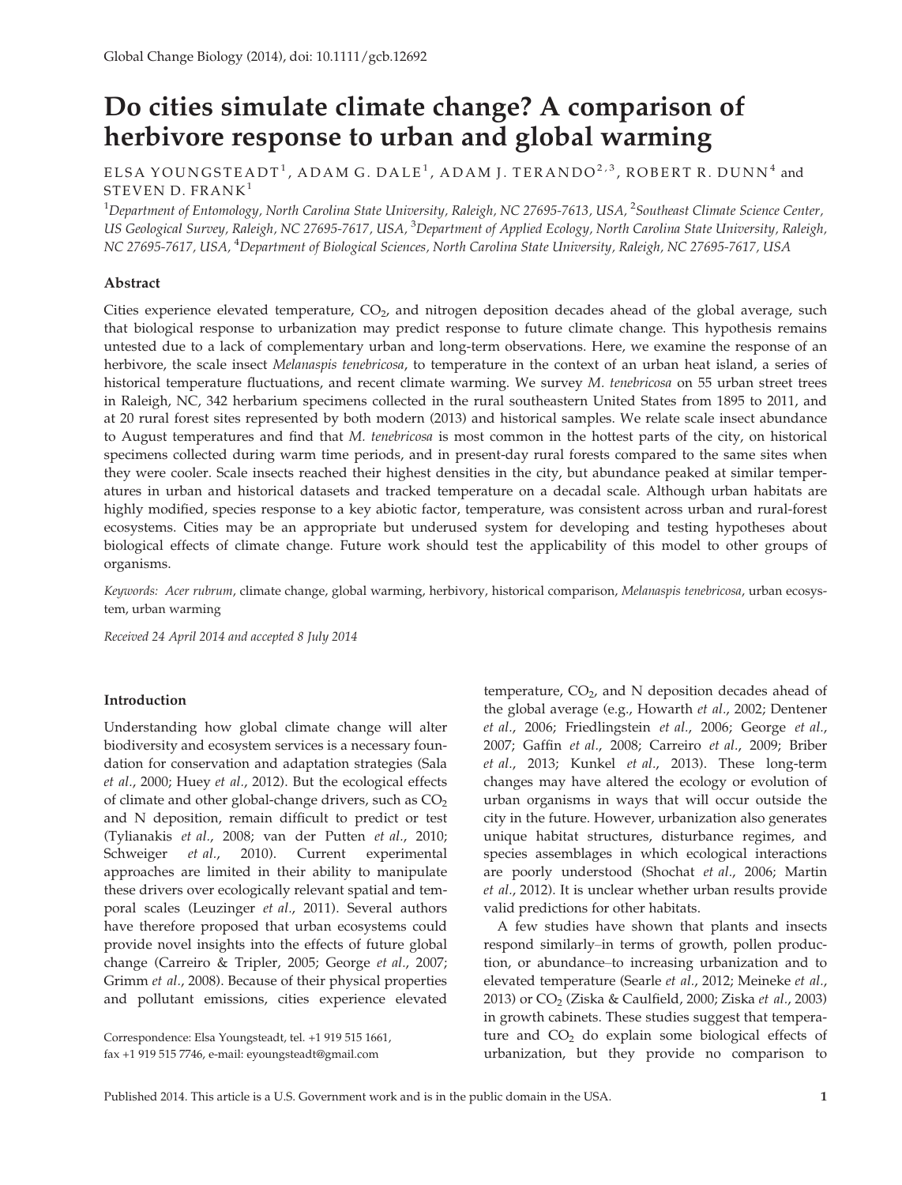# Do cities simulate climate change? A comparison of herbivore response to urban and global warming

ELSA YOUNGSTEADT[1], ADAM G. DALE[1], ADAM J. TERANDO[2,3], ROBERT R. DUNN[4] and STEVEN D. FRANK[1]

[1]*Department of Entomology, North Carolina State University, Raleigh, NC 27695-7613, USA,* [2]*Southeast Climate Science Center, US Geological Survey, Raleigh, NC 27695-7617, USA,* [3]*Department of Applied Ecology, North Carolina State University, Raleigh, NC 27695-7617, USA,* [4]*Department of Biological Sciences, North Carolina State University, Raleigh, NC 27695-7617, USA*

## Abstract

Cities experience elevated temperature, $CO_2$, and nitrogen deposition decades ahead of the global average, such that biological response to urbanization may predict response to future climate change. This hypothesis remains untested due to a lack of complementary urban and long-term observations. Here, we examine the response of an herbivore, the scale insect *Melanaspis tenebricosa*, to temperature in the context of an urban heat island, a series of historical temperature fluctuations, and recent climate warming. We survey *M. tenebricosa* on 55 urban street trees in Raleigh, NC, 342 herbarium specimens collected in the rural southeastern United States from 1895 to 2011, and at 20 rural forest sites represented by both modern (2013) and historical samples. We relate scale insect abundance to August temperatures and find that *M. tenebricosa* is most common in the hottest parts of the city, on historical specimens collected during warm time periods, and in present-day rural forests compared to the same sites when they were cooler. Scale insects reached their highest densities in the city, but abundance peaked at similar temperatures in urban and historical datasets and tracked temperature on a decadal scale. Although urban habitats are highly modified, species response to a key abiotic factor, temperature, was consistent across urban and rural-forest ecosystems. Cities may be an appropriate but underused system for developing and testing hypotheses about biological effects of climate change. Future work should test the applicability of this model to other groups of organisms.

*Keywords:* *Acer rubrum*, climate change, global warming, herbivory, historical comparison, *Melanaspis tenebricosa*, urban ecosystem, urban warming

*Received 24 April 2014 and accepted 8 July 2014*

## Introduction

Understanding how global climate change will alter biodiversity and ecosystem services is a necessary foundation for conservation and adaptation strategies (Sala *et al.*, 2000; Huey *et al.*, 2012). But the ecological effects of climate and other global-change drivers, such as $CO_2$ and N deposition, remain difficult to predict or test (Tylianakis *et al.*, 2008; van der Putten *et al.*, 2010; Schweiger *et al.*, 2010). Current experimental approaches are limited in their ability to manipulate these drivers over ecologically relevant spatial and temporal scales (Leuzinger *et al.*, 2011). Several authors have therefore proposed that urban ecosystems could provide novel insights into the effects of future global change (Carreiro & Tripler, 2005; George *et al.*, 2007; Grimm *et al.*, 2008). Because of their physical properties and pollutant emissions, cities experience elevated temperature, $CO_2$, and N deposition decades ahead of the global average (e.g., Howarth *et al.*, 2002; Dentener *et al.*, 2006; Friedlingstein *et al.*, 2006; George *et al.*, 2007; Gaffin *et al.*, 2008; Carreiro *et al.*, 2009; Briber *et al.*, 2013; Kunkel *et al.*, 2013). These long-term changes may have altered the ecology or evolution of urban organisms in ways that will occur outside the city in the future. However, urbanization also generates unique habitat structures, disturbance regimes, and species assemblages in which ecological interactions are poorly understood (Shochat *et al.*, 2006; Martin *et al.*, 2012). It is unclear whether urban results provide valid predictions for other habitats.

A few studies have shown that plants and insects respond similarly–in terms of growth, pollen production, or abundance–to increasing urbanization and to elevated temperature (Searle *et al.*, 2012; Meineke *et al.*, 2013) or $CO_2$ (Ziska & Caulfield, 2000; Ziska *et al.*, 2003) in growth cabinets. These studies suggest that temperature and $CO_2$ do explain some biological effects of urbanization, but they provide no comparison to

Correspondence: Elsa Youngsteadt, tel. +1 919 515 1661, fax +1 919 515 7746, e-mail: eyoungsteadt@gmail.com

Published 2014. This article is a U.S. Government work and is in the public domain in the USA.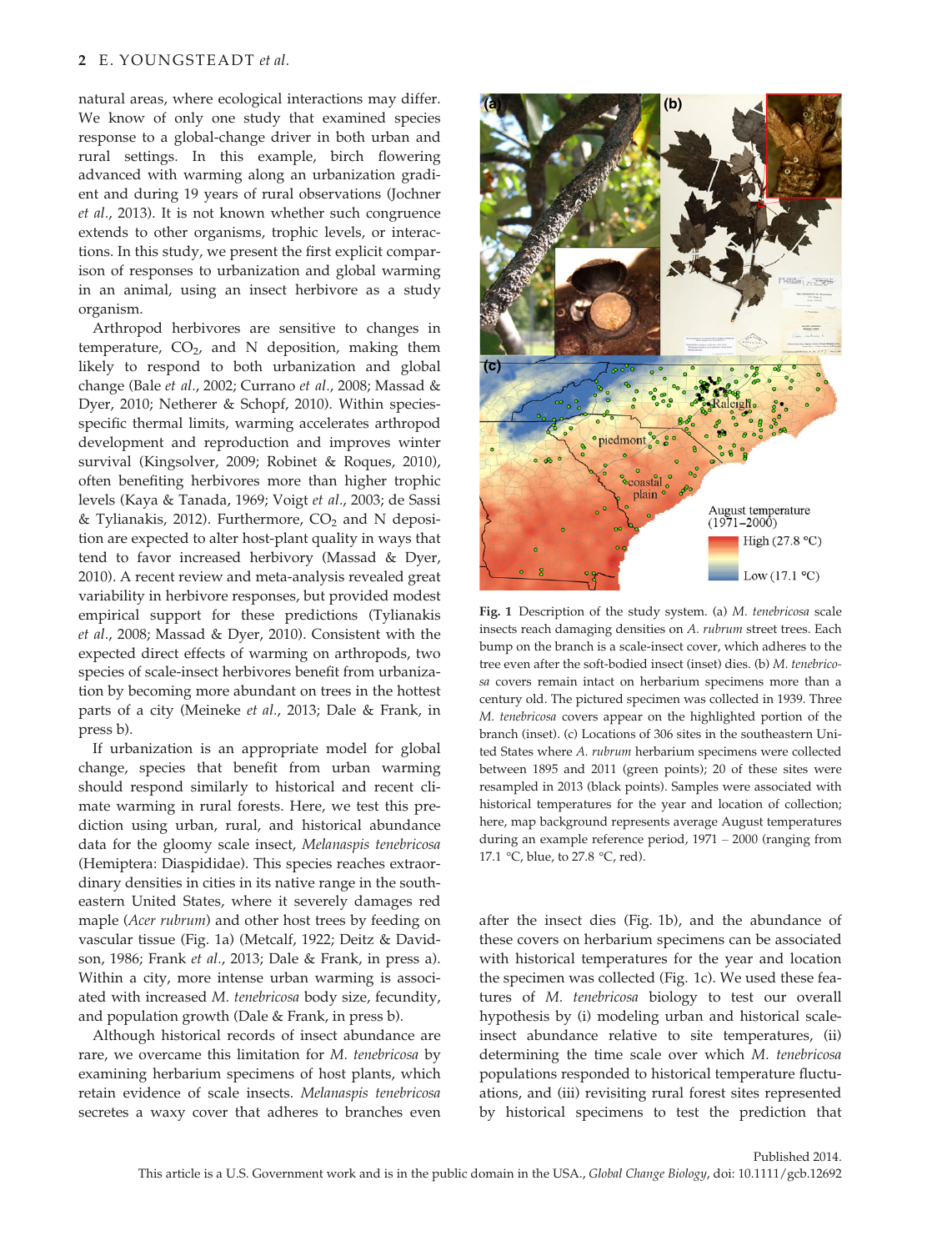natural areas, where ecological interactions may differ. We know of only one study that examined species response to a global-change driver in both urban and rural settings. In this example, birch flowering advanced with warming along an urbanization gradient and during 19 years of rural observations (Jochner *et al.*, 2013). It is not known whether such congruence extends to other organisms, trophic levels, or interactions. In this study, we present the first explicit comparison of responses to urbanization and global warming in an animal, using an insect herbivore as a study organism.

Arthropod herbivores are sensitive to changes in temperature, $CO_2$, and N deposition, making them likely to respond to both urbanization and global change (Bale *et al.*, 2002; Currano *et al.*, 2008; Massad & Dyer, 2010; Netherer & Schopf, 2010). Within species-specific thermal limits, warming accelerates arthropod development and reproduction and improves winter survival (Kingsolver, 2009; Robinet & Roques, 2010), often benefiting herbivores more than higher trophic levels (Kaya & Tanada, 1969; Voigt *et al.*, 2003; de Sassi & Tylianakis, 2012). Furthermore, $CO_2$ and N deposition are expected to alter host-plant quality in ways that tend to favor increased herbivory (Massad & Dyer, 2010). A recent review and meta-analysis revealed great variability in herbivore responses, but provided modest empirical support for these predictions (Tylianakis *et al.*, 2008; Massad & Dyer, 2010). Consistent with the expected direct effects of warming on arthropods, two species of scale-insect herbivores benefit from urbanization by becoming more abundant on trees in the hottest parts of a city (Meineke *et al.*, 2013; Dale & Frank, in press b).

If urbanization is an appropriate model for global change, species that benefit from urban warming should respond similarly to historical and recent climate warming in rural forests. Here, we test this prediction using urban, rural, and historical abundance data for the gloomy scale insect, *Melanaspis tenebricosa* (Hemiptera: Diaspididae). This species reaches extraordinary densities in cities in its native range in the southeastern United States, where it severely damages red maple (*Acer rubrum*) and other host trees by feeding on vascular tissue (Fig. 1a) (Metcalf, 1922; Deitz & Davidson, 1986; Frank *et al.*, 2013; Dale & Frank, in press a). Within a city, more intense urban warming is associated with increased *M. tenebricosa* body size, fecundity, and population growth (Dale & Frank, in press b).

Although historical records of insect abundance are rare, we overcame this limitation for *M. tenebricosa* by examining herbarium specimens of host plants, which retain evidence of scale insects. *Melanaspis tenebricosa* secretes a waxy cover that adheres to branches even after the insect dies (Fig. 1b), and the abundance of these covers on herbarium specimens can be associated with historical temperatures for the year and location the specimen was collected (Fig. 1c). We used these features of *M. tenebricosa* biology to test our overall hypothesis by (i) modeling urban and historical scale-insect abundance relative to site temperatures, (ii) determining the time scale over which *M. tenebricosa* populations responded to historical temperature fluctuations, and (iii) revisiting rural forest sites represented by historical specimens to test the prediction that

**Fig. 1** Description of the study system. (a) *M. tenebricosa* scale insects reach damaging densities on *A. rubrum* street trees. Each bump on the branch is a scale-insect cover, which adheres to the tree even after the soft-bodied insect (inset) dies. (b) *M. tenebricosa* covers remain intact on herbarium specimens more than a century old. The pictured specimen was collected in 1939. Three *M. tenebricosa* covers appear on the highlighted portion of the branch (inset). (c) Locations of 306 sites in the southeastern United States where *A. rubrum* herbarium specimens were collected between 1895 and 2011 (green points); 20 of these sites were resampled in 2013 (black points). Samples were associated with historical temperatures for the year and location of collection; here, map background represents average August temperatures during an example reference period, 1971 – 2000 (ranging from 17.1 °C, blue, to 27.8 °C, red).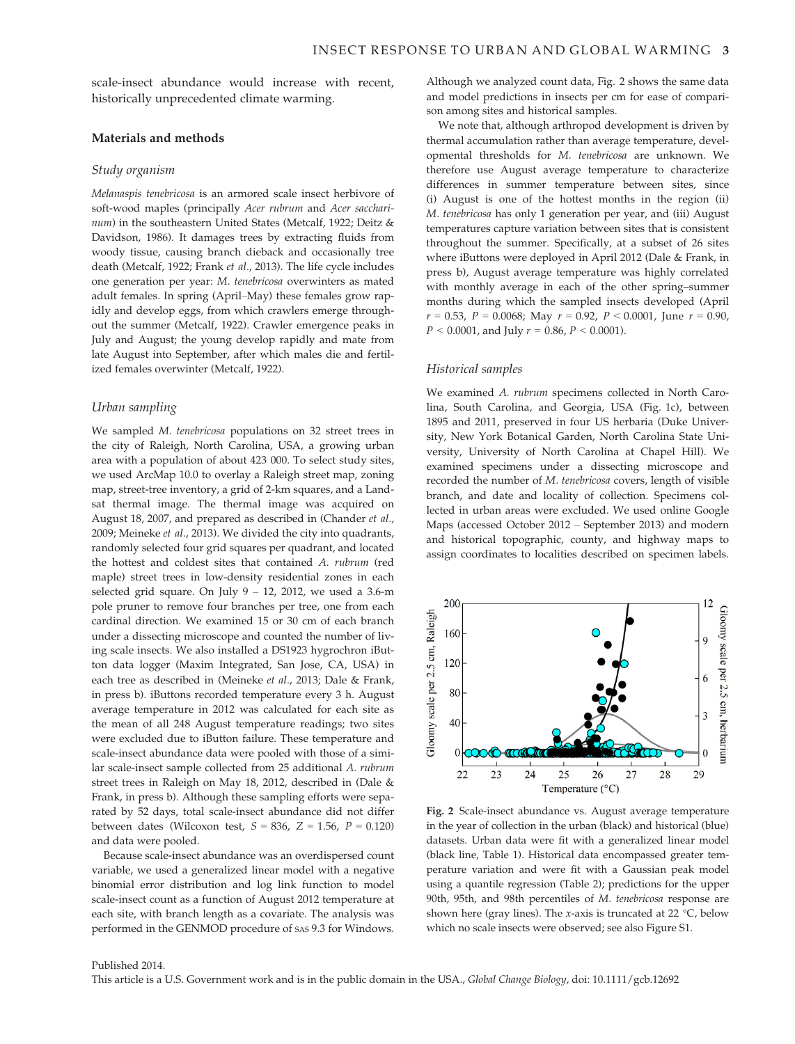scale-insect abundance would increase with recent, historically unprecedented climate warming.

## Materials and methods

### Study organism

*Melanaspis tenebricosa* is an armored scale insect herbivore of soft-wood maples (principally *Acer rubrum* and *Acer saccharinum*) in the southeastern United States (Metcalf, 1922; Deitz & Davidson, 1986). It damages trees by extracting fluids from woody tissue, causing branch dieback and occasionally tree death (Metcalf, 1922; Frank *et al*., 2013). The life cycle includes one generation per year: *M. tenebricosa* overwinters as mated adult females. In spring (April–May) these females grow rapidly and develop eggs, from which crawlers emerge throughout the summer (Metcalf, 1922). Crawler emergence peaks in July and August; the young develop rapidly and mate from late August into September, after which males die and fertilized females overwinter (Metcalf, 1922).

### Urban sampling

We sampled *M. tenebricosa* populations on 32 street trees in the city of Raleigh, North Carolina, USA, a growing urban area with a population of about 423 000. To select study sites, we used ArcMap 10.0 to overlay a Raleigh street map, zoning map, street-tree inventory, a grid of 2-km squares, and a Landsat thermal image. The thermal image was acquired on August 18, 2007, and prepared as described in (Chander *et al*., 2009; Meineke *et al*., 2013). We divided the city into quadrants, randomly selected four grid squares per quadrant, and located the hottest and coldest sites that contained *A. rubrum* (red maple) street trees in low-density residential zones in each selected grid square. On July 9 – 12, 2012, we used a 3.6-m pole pruner to remove four branches per tree, one from each cardinal direction. We examined 15 or 30 cm of each branch under a dissecting microscope and counted the number of living scale insects. We also installed a DS1923 hygrochron iButton data logger (Maxim Integrated, San Jose, CA, USA) in each tree as described in (Meineke *et al*., 2013; Dale & Frank, in press b). iButtons recorded temperature every 3 h. August average temperature in 2012 was calculated for each site as the mean of all 248 August temperature readings; two sites were excluded due to iButton failure. These temperature and scale-insect abundance data were pooled with those of a similar scale-insect sample collected from 25 additional *A. rubrum* street trees in Raleigh on May 18, 2012, described in (Dale & Frank, in press b). Although these sampling efforts were separated by 52 days, total scale-insect abundance did not differ between dates (Wilcoxon test, $S = 836$, $Z = 1.56$, $P = 0.120$) and data were pooled.

Because scale-insect abundance was an overdispersed count variable, we used a generalized linear model with a negative binomial error distribution and log link function to model scale-insect count as a function of August 2012 temperature at each site, with branch length as a covariate. The analysis was performed in the GENMOD procedure of SAS 9.3 for Windows. Although we analyzed count data, Fig. 2 shows the same data and model predictions in insects per cm for ease of comparison among sites and historical samples.

We note that, although arthropod development is driven by thermal accumulation rather than average temperature, developmental thresholds for *M. tenebricosa* are unknown. We therefore use August average temperature to characterize differences in summer temperature between sites, since (i) August is one of the hottest months in the region (ii) *M. tenebricosa* has only 1 generation per year, and (iii) August temperatures capture variation between sites that is consistent throughout the summer. Specifically, at a subset of 26 sites where iButtons were deployed in April 2012 (Dale & Frank, in press b), August average temperature was highly correlated with monthly average in each of the other spring–summer months during which the sampled insects developed (April $r = 0.53$, $P = 0.0068$; May $r = 0.92$, $P < 0.0001$, June $r = 0.90$, $P < 0.0001$, and July $r = 0.86$, $P < 0.0001$).

### Historical samples

We examined *A. rubrum* specimens collected in North Carolina, South Carolina, and Georgia, USA (Fig. 1c), between 1895 and 2011, preserved in four US herbaria (Duke University, New York Botanical Garden, North Carolina State University, University of North Carolina at Chapel Hill). We examined specimens under a dissecting microscope and recorded the number of *M. tenebricosa* covers, length of visible branch, and date and locality of collection. Specimens collected in urban areas were excluded. We used online Google Maps (accessed October 2012 – September 2013) and modern and historical topographic, county, and highway maps to assign coordinates to localities described on specimen labels.

**Fig. 2** Scale-insect abundance vs. August average temperature in the year of collection in the urban (black) and historical (blue) datasets. Urban data were fit with a generalized linear model (black line, Table 1). Historical data encompassed greater temperature variation and were fit with a Gaussian peak model using a quantile regression (Table 2); predictions for the upper 90th, 95th, and 98th percentiles of *M. tenebricosa* response are shown here (gray lines). The *x*-axis is truncated at 22 °C, below which no scale insects were observed; see also Figure S1.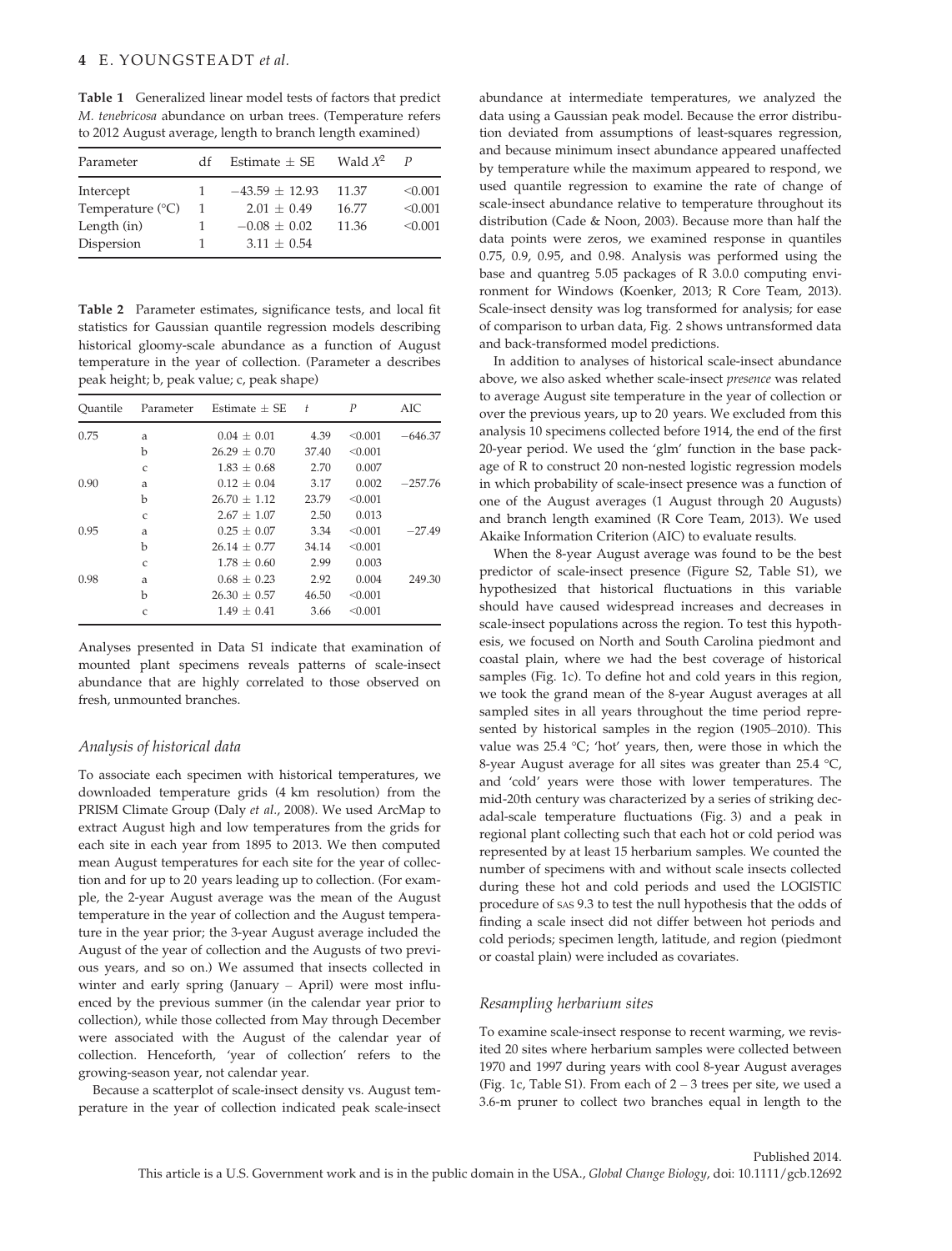**Table 1** Generalized linear model tests of factors that predict *M. tenebricosa* abundance on urban trees. (Temperature refers to 2012 August average, length to branch length examined)

| Parameter | df | Estimate ± SE | Wald $X^2$ | $P$ |
|---|---|---|---|---|
| Intercept | 1 | −43.59 ± 12.93 | 11.37 | <0.001 |
| Temperature (°C) | 1 | 2.01 ± 0.49 | 16.77 | <0.001 |
| Length (in) | 1 | −0.08 ± 0.02 | 11.36 | <0.001 |
| Dispersion | 1 | 3.11 ± 0.54 | | |

**Table 2** Parameter estimates, significance tests, and local fit statistics for Gaussian quantile regression models describing historical gloomy-scale abundance as a function of August temperature in the year of collection. (Parameter a describes peak height; b, peak value; c, peak shape)

| Quantile | Parameter | Estimate ± SE | $t$ | $P$ | AIC |
|---|---|---|---|---|---|
| 0.75 | a | 0.04 ± 0.01 | 4.39 | <0.001 | −646.37 |
| | b | 26.29 ± 0.70 | 37.40 | <0.001 | |
| | c | 1.83 ± 0.68 | 2.70 | 0.007 | |
| 0.90 | a | 0.12 ± 0.04 | 3.17 | 0.002 | −257.76 |
| | b | 26.70 ± 1.12 | 23.79 | <0.001 | |
| | c | 2.67 ± 1.07 | 2.50 | 0.013 | |
| 0.95 | a | 0.25 ± 0.07 | 3.34 | <0.001 | −27.49 |
| | b | 26.14 ± 0.77 | 34.14 | <0.001 | |
| | c | 1.78 ± 0.60 | 2.99 | 0.003 | |
| 0.98 | a | 0.68 ± 0.23 | 2.92 | 0.004 | 249.30 |
| | b | 26.30 ± 0.57 | 46.50 | <0.001 | |
| | c | 1.49 ± 0.41 | 3.66 | <0.001 | |

Analyses presented in Data S1 indicate that examination of mounted plant specimens reveals patterns of scale-insect abundance that are highly correlated to those observed on fresh, unmounted branches.

### Analysis of historical data

To associate each specimen with historical temperatures, we downloaded temperature grids (4 km resolution) from the PRISM Climate Group (Daly *et al.*, 2008). We used ArcMap to extract August high and low temperatures from the grids for each site in each year from 1895 to 2013. We then computed mean August temperatures for each site for the year of collection and for up to 20 years leading up to collection. (For example, the 2-year August average was the mean of the August temperature in the year of collection and the August temperature in the year prior; the 3-year August average included the August of the year of collection and the Augusts of two previous years, and so on.) We assumed that insects collected in winter and early spring (January – April) were most influenced by the previous summer (in the calendar year prior to collection), while those collected from May through December were associated with the August of the calendar year of collection. Henceforth, 'year of collection' refers to the growing-season year, not calendar year.

Because a scatterplot of scale-insect density vs. August temperature in the year of collection indicated peak scale-insect abundance at intermediate temperatures, we analyzed the data using a Gaussian peak model. Because the error distribution deviated from assumptions of least-squares regression, and because minimum insect abundance appeared unaffected by temperature while the maximum appeared to respond, we used quantile regression to examine the rate of change of scale-insect abundance relative to temperature throughout its distribution (Cade & Noon, 2003). Because more than half the data points were zeros, we examined response in quantiles 0.75, 0.9, 0.95, and 0.98. Analysis was performed using the base and quantreg 5.05 packages of R 3.0.0 computing environment for Windows (Koenker, 2013; R Core Team, 2013). Scale-insect density was log transformed for analysis; for ease of comparison to urban data, Fig. 2 shows untransformed data and back-transformed model predictions.

In addition to analyses of historical scale-insect abundance above, we also asked whether scale-insect *presence* was related to average August site temperature in the year of collection or over the previous years, up to 20 years. We excluded from this analysis 10 specimens collected before 1914, the end of the first 20-year period. We used the 'glm' function in the base package of R to construct 20 non-nested logistic regression models in which probability of scale-insect presence was a function of one of the August averages (1 August through 20 Augusts) and branch length examined (R Core Team, 2013). We used Akaike Information Criterion (AIC) to evaluate results.

When the 8-year August average was found to be the best predictor of scale-insect presence (Figure S2, Table S1), we hypothesized that historical fluctuations in this variable should have caused widespread increases and decreases in scale-insect populations across the region. To test this hypothesis, we focused on North and South Carolina piedmont and coastal plain, where we had the best coverage of historical samples (Fig. 1c). To define hot and cold years in this region, we took the grand mean of the 8-year August averages at all sampled sites in all years throughout the time period represented by historical samples in the region (1905–2010). This value was 25.4 °C; 'hot' years, then, were those in which the 8-year August average for all sites was greater than 25.4 °C, and 'cold' years were those with lower temperatures. The mid-20th century was characterized by a series of striking decadal-scale temperature fluctuations (Fig. 3) and a peak in regional plant collecting such that each hot or cold period was represented by at least 15 herbarium samples. We counted the number of specimens with and without scale insects collected during these hot and cold periods and used the LOGISTIC procedure of SAS 9.3 to test the null hypothesis that the odds of finding a scale insect did not differ between hot periods and cold periods; specimen length, latitude, and region (piedmont or coastal plain) were included as covariates.

### Resampling herbarium sites

To examine scale-insect response to recent warming, we revisited 20 sites where herbarium samples were collected between 1970 and 1997 during years with cool 8-year August averages (Fig. 1c, Table S1). From each of 2 – 3 trees per site, we used a 3.6-m pruner to collect two branches equal in length to the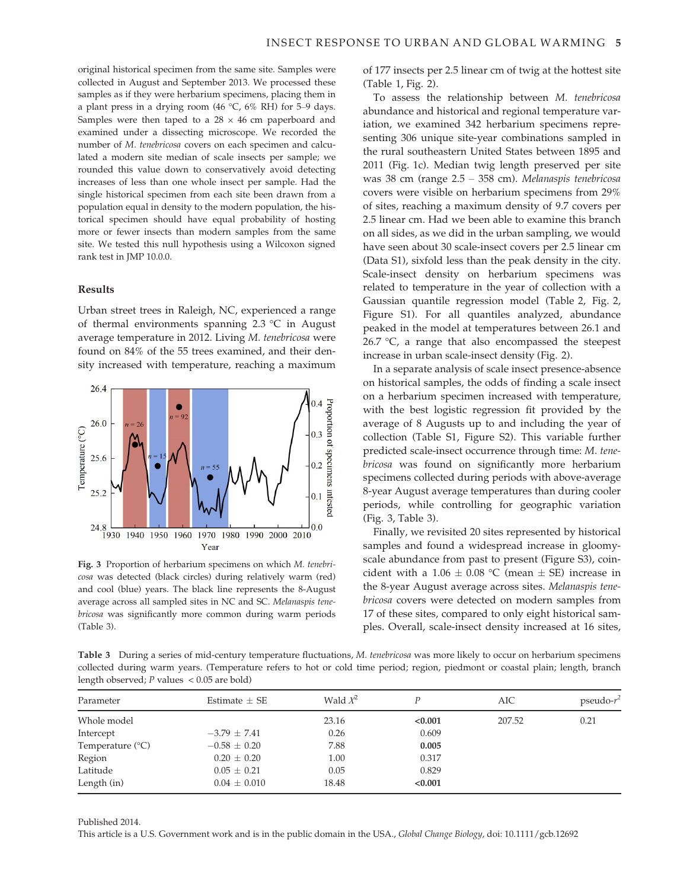original historical specimen from the same site. Samples were collected in August and September 2013. We processed these samples as if they were herbarium specimens, placing them in a plant press in a drying room (46 °C, 6% RH) for 5–9 days. Samples were then taped to a 28 × 46 cm paperboard and examined under a dissecting microscope. We recorded the number of *M. tenebricosa* covers on each specimen and calculated a modern site median of scale insects per sample; we rounded this value down to conservatively avoid detecting increases of less than one whole insect per sample. Had the single historical specimen from each site been drawn from a population equal in density to the modern population, the historical specimen should have equal probability of hosting more or fewer insects than modern samples from the same site. We tested this null hypothesis using a Wilcoxon signed rank test in JMP 10.0.0.

## Results

Urban street trees in Raleigh, NC, experienced a range of thermal environments spanning 2.3 °C in August average temperature in 2012. Living *M. tenebricosa* were found on 84% of the 55 trees examined, and their density increased with temperature, reaching a maximum of 177 insects per 2.5 linear cm of twig at the hottest site (Table 1, Fig. 2).

Fig. 3 Proportion of herbarium specimens on which *M. tenebricosa* was detected (black circles) during relatively warm (red) and cool (blue) years. The black line represents the 8-August average across all sampled sites in NC and SC. *Melanaspis tenebricosa* was significantly more common during warm periods (Table 3).

To assess the relationship between *M. tenebricosa* abundance and historical and regional temperature variation, we examined 342 herbarium specimens representing 306 unique site-year combinations sampled in the rural southeastern United States between 1895 and 2011 (Fig. 1c). Median twig length preserved per site was 38 cm (range 2.5 – 358 cm). *Melanaspis tenebricosa* covers were visible on herbarium specimens from 29% of sites, reaching a maximum density of 9.7 covers per 2.5 linear cm. Had we been able to examine this branch on all sides, as we did in the urban sampling, we would have seen about 30 scale-insect covers per 2.5 linear cm (Data S1), sixfold less than the peak density in the city. Scale-insect density on herbarium specimens was related to temperature in the year of collection with a Gaussian quantile regression model (Table 2, Fig. 2, Figure S1). For all quantiles analyzed, abundance peaked in the model at temperatures between 26.1 and 26.7 °C, a range that also encompassed the steepest increase in urban scale-insect density (Fig. 2).

In a separate analysis of scale insect presence-absence on historical samples, the odds of finding a scale insect on a herbarium specimen increased with temperature, with the best logistic regression fit provided by the average of 8 Augusts up to and including the year of collection (Table S1, Figure S2). This variable further predicted scale-insect occurrence through time: *M. tenebricosa* was found on significantly more herbarium specimens collected during periods with above-average 8-year August average temperatures than during cooler periods, while controlling for geographic variation (Fig. 3, Table 3).

Finally, we revisited 20 sites represented by historical samples and found a widespread increase in gloomy-scale abundance from past to present (Figure S3), coincident with a 1.06 ± 0.08 °C (mean ± SE) increase in the 8-year August average across sites. *Melanaspis tenebricosa* covers were detected on modern samples from 17 of these sites, compared to only eight historical samples. Overall, scale-insect density increased at 16 sites,

Table 3 During a series of mid-century temperature fluctuations, *M. tenebricosa* was more likely to occur on herbarium specimens collected during warm years. (Temperature refers to hot or cold time period; region, piedmont or coastal plain; length, branch length observed; *P* values < 0.05 are bold)

| Parameter | Estimate ± SE | Wald $X^2$ | *P* | AIC | pseudo-$r^2$ |
|---|---|---|---|---|---|
| Whole model | | 23.16 | **<0.001** | 207.52 | 0.21 |
| Intercept | −3.79 ± 7.41 | 0.26 | 0.609 | | |
| Temperature (°C) | −0.58 ± 0.20 | 7.88 | **0.005** | | |
| Region | 0.20 ± 0.20 | 1.00 | 0.317 | | |
| Latitude | 0.05 ± 0.21 | 0.05 | 0.829 | | |
| Length (in) | 0.04 ± 0.010 | 18.48 | **<0.001** | | |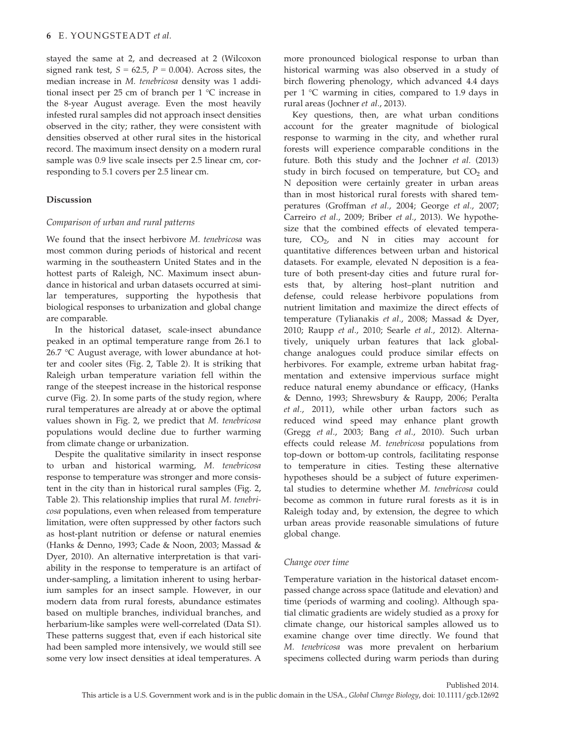stayed the same at 2, and decreased at 2 (Wilcoxon signed rank test, $S = 62.5$, $P = 0.004$). Across sites, the median increase in *M. tenebricosa* density was 1 additional insect per 25 cm of branch per 1 °C increase in the 8-year August average. Even the most heavily infested rural samples did not approach insect densities observed in the city; rather, they were consistent with densities observed at other rural sites in the historical record. The maximum insect density on a modern rural sample was 0.9 live scale insects per 2.5 linear cm, corresponding to 5.1 covers per 2.5 linear cm.

## Discussion

### Comparison of urban and rural patterns

We found that the insect herbivore *M. tenebricosa* was most common during periods of historical and recent warming in the southeastern United States and in the hottest parts of Raleigh, NC. Maximum insect abundance in historical and urban datasets occurred at similar temperatures, supporting the hypothesis that biological responses to urbanization and global change are comparable.

In the historical dataset, scale-insect abundance peaked in an optimal temperature range from 26.1 to 26.7 °C August average, with lower abundance at hotter and cooler sites (Fig. 2, Table 2). It is striking that Raleigh urban temperature variation fell within the range of the steepest increase in the historical response curve (Fig. 2). In some parts of the study region, where rural temperatures are already at or above the optimal values shown in Fig. 2, we predict that *M. tenebricosa* populations would decline due to further warming from climate change or urbanization.

Despite the qualitative similarity in insect response to urban and historical warming, *M. tenebricosa* response to temperature was stronger and more consistent in the city than in historical rural samples (Fig. 2, Table 2). This relationship implies that rural *M. tenebricosa* populations, even when released from temperature limitation, were often suppressed by other factors such as host-plant nutrition or defense or natural enemies (Hanks & Denno, 1993; Cade & Noon, 2003; Massad & Dyer, 2010). An alternative interpretation is that variability in the response to temperature is an artifact of under-sampling, a limitation inherent to using herbarium samples for an insect sample. However, in our modern data from rural forests, abundance estimates based on multiple branches, individual branches, and herbarium-like samples were well-correlated (Data S1). These patterns suggest that, even if each historical site had been sampled more intensively, we would still see some very low insect densities at ideal temperatures. A more pronounced biological response to urban than historical warming was also observed in a study of birch flowering phenology, which advanced 4.4 days per 1 °C warming in cities, compared to 1.9 days in rural areas (Jochner *et al.*, 2013).

Key questions, then, are what urban conditions account for the greater magnitude of biological response to warming in the city, and whether rural forests will experience comparable conditions in the future. Both this study and the Jochner *et al.* (2013) study in birch focused on temperature, but $CO_2$ and N deposition were certainly greater in urban areas than in most historical rural forests with shared temperatures (Groffman *et al.*, 2004; George *et al.*, 2007; Carreiro *et al.*, 2009; Briber *et al.*, 2013). We hypothesize that the combined effects of elevated temperature, $CO_2$, and N in cities may account for quantitative differences between urban and historical datasets. For example, elevated N deposition is a feature of both present-day cities and future rural forests that, by altering host–plant nutrition and defense, could release herbivore populations from nutrient limitation and maximize the direct effects of temperature (Tylianakis *et al.*, 2008; Massad & Dyer, 2010; Raupp *et al.*, 2010; Searle *et al.*, 2012). Alternatively, uniquely urban features that lack global-change analogues could produce similar effects on herbivores. For example, extreme urban habitat fragmentation and extensive impervious surface might reduce natural enemy abundance or efficacy, (Hanks & Denno, 1993; Shrewsbury & Raupp, 2006; Peralta *et al.*, 2011), while other urban factors such as reduced wind speed may enhance plant growth (Gregg *et al.*, 2003; Bang *et al.*, 2010). Such urban effects could release *M. tenebricosa* populations from top-down or bottom-up controls, facilitating response to temperature in cities. Testing these alternative hypotheses should be a subject of future experimental studies to determine whether *M. tenebricosa* could become as common in future rural forests as it is in Raleigh today and, by extension, the degree to which urban areas provide reasonable simulations of future global change.

### Change over time

Temperature variation in the historical dataset encompassed change across space (latitude and elevation) and time (periods of warming and cooling). Although spatial climatic gradients are widely studied as a proxy for climate change, our historical samples allowed us to examine change over time directly. We found that *M. tenebricosa* was more prevalent on herbarium specimens collected during warm periods than during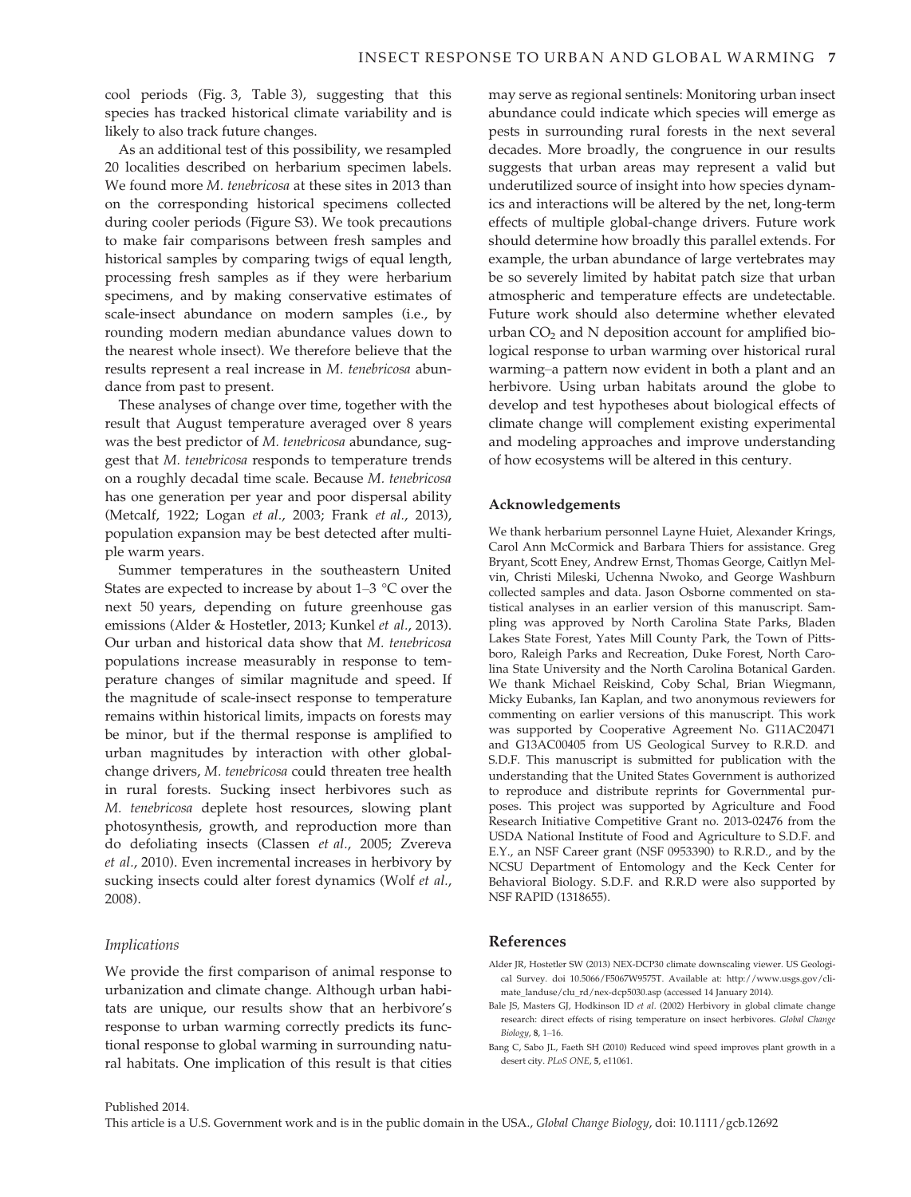cool periods (Fig. 3, Table 3), suggesting that this species has tracked historical climate variability and is likely to also track future changes.

As an additional test of this possibility, we resampled 20 localities described on herbarium specimen labels. We found more *M. tenebricosa* at these sites in 2013 than on the corresponding historical specimens collected during cooler periods (Figure S3). We took precautions to make fair comparisons between fresh samples and historical samples by comparing twigs of equal length, processing fresh samples as if they were herbarium specimens, and by making conservative estimates of scale-insect abundance on modern samples (i.e., by rounding modern median abundance values down to the nearest whole insect). We therefore believe that the results represent a real increase in *M. tenebricosa* abundance from past to present.

These analyses of change over time, together with the result that August temperature averaged over 8 years was the best predictor of *M. tenebricosa* abundance, suggest that *M. tenebricosa* responds to temperature trends on a roughly decadal time scale. Because *M. tenebricosa* has one generation per year and poor dispersal ability (Metcalf, 1922; Logan *et al.*, 2003; Frank *et al.*, 2013), population expansion may be best detected after multiple warm years.

Summer temperatures in the southeastern United States are expected to increase by about 1–3 °C over the next 50 years, depending on future greenhouse gas emissions (Alder & Hostetler, 2013; Kunkel *et al.*, 2013). Our urban and historical data show that *M. tenebricosa* populations increase measurably in response to temperature changes of similar magnitude and speed. If the magnitude of scale-insect response to temperature remains within historical limits, impacts on forests may be minor, but if the thermal response is amplified to urban magnitudes by interaction with other global-change drivers, *M. tenebricosa* could threaten tree health in rural forests. Sucking insect herbivores such as *M. tenebricosa* deplete host resources, slowing plant photosynthesis, growth, and reproduction more than do defoliating insects (Classen *et al.*, 2005; Zvereva *et al.*, 2010). Even incremental increases in herbivory by sucking insects could alter forest dynamics (Wolf *et al.*, 2008).

### *Implications*

We provide the first comparison of animal response to urbanization and climate change. Although urban habitats are unique, our results show that an herbivore's response to urban warming correctly predicts its functional response to global warming in surrounding natural habitats. One implication of this result is that cities may serve as regional sentinels: Monitoring urban insect abundance could indicate which species will emerge as pests in surrounding rural forests in the next several decades. More broadly, the congruence in our results suggests that urban areas may represent a valid but underutilized source of insight into how species dynamics and interactions will be altered by the net, long-term effects of multiple global-change drivers. Future work should determine how broadly this parallel extends. For example, the urban abundance of large vertebrates may be so severely limited by habitat patch size that urban atmospheric and temperature effects are undetectable. Future work should also determine whether elevated urban $CO_2$ and N deposition account for amplified biological response to urban warming over historical rural warming–a pattern now evident in both a plant and an herbivore. Using urban habitats around the globe to develop and test hypotheses about biological effects of climate change will complement existing experimental and modeling approaches and improve understanding of how ecosystems will be altered in this century.

## Acknowledgements

We thank herbarium personnel Layne Huiet, Alexander Krings, Carol Ann McCormick and Barbara Thiers for assistance. Greg Bryant, Scott Eney, Andrew Ernst, Thomas George, Caitlyn Melvin, Christi Mileski, Uchenna Nwoko, and George Washburn collected samples and data. Jason Osborne commented on statistical analyses in an earlier version of this manuscript. Sampling was approved by North Carolina State Parks, Bladen Lakes State Forest, Yates Mill County Park, the Town of Pittsboro, Raleigh Parks and Recreation, Duke Forest, North Carolina State University and the North Carolina Botanical Garden. We thank Michael Reiskind, Coby Schal, Brian Wiegmann, Micky Eubanks, Ian Kaplan, and two anonymous reviewers for commenting on earlier versions of this manuscript. This work was supported by Cooperative Agreement No. G11AC20471 and G13AC00405 from US Geological Survey to R.R.D. and S.D.F. This manuscript is submitted for publication with the understanding that the United States Government is authorized to reproduce and distribute reprints for Governmental purposes. This project was supported by Agriculture and Food Research Initiative Competitive Grant no. 2013-02476 from the USDA National Institute of Food and Agriculture to S.D.F. and E.Y., an NSF Career grant (NSF 0953390) to R.R.D., and by the NCSU Department of Entomology and the Keck Center for Behavioral Biology. S.D.F. and R.R.D were also supported by NSF RAPID (1318655).

## References

Alder JR, Hostetler SW (2013) NEX-DCP30 climate downscaling viewer. US Geological Survey. doi 10.5066/F5067W9575T. Available at: http://www.usgs.gov/climate_landuse/clu_rd/nex-dcp5030.asp (accessed 14 January 2014).

Bale JS, Masters GJ, Hodkinson ID *et al.* (2002) Herbivory in global climate change research: direct effects of rising temperature on insect herbivores. *Global Change Biology*, **8**, 1–16.

Bang C, Sabo JL, Faeth SH (2010) Reduced wind speed improves plant growth in a desert city. *PLoS ONE*, **5**, e11061.

Published 2014.
This article is a U.S. Government work and is in the public domain in the USA., *Global Change Biology*, doi: 10.1111/gcb.12692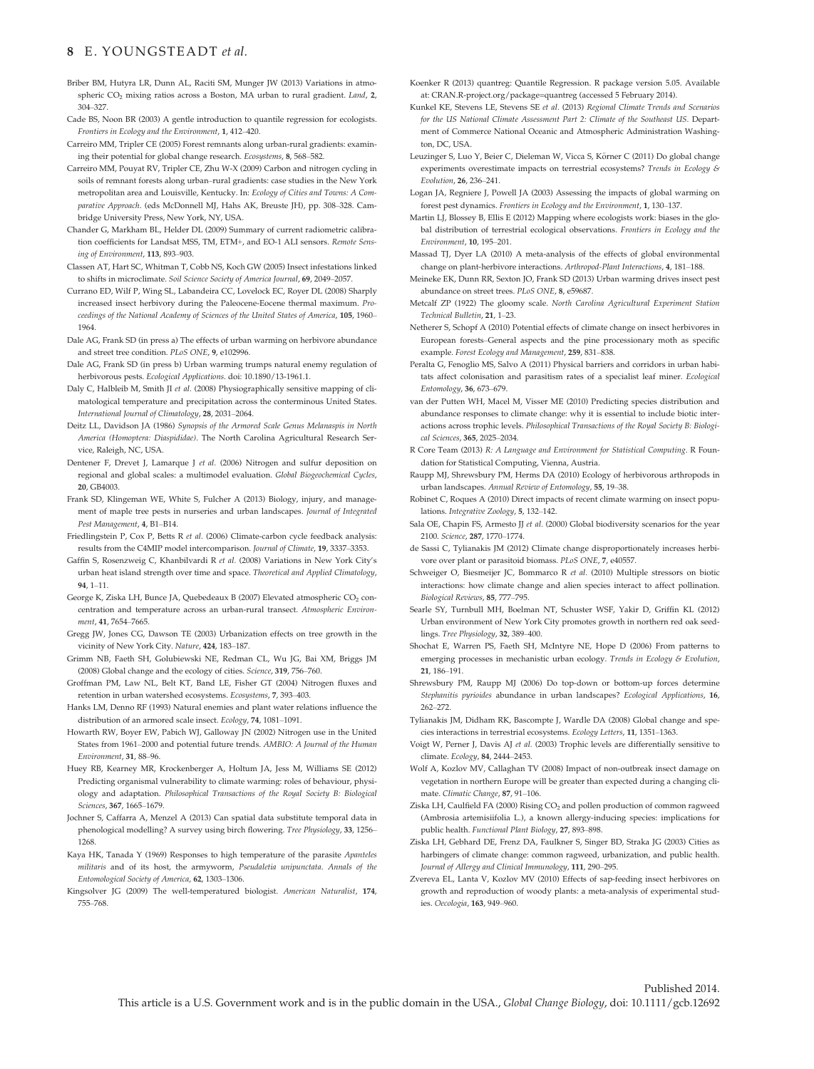Briber BM, Hutyra LR, Dunn AL, Raciti SM, Munger JW (2013) Variations in atmospheric $CO_2$ mixing ratios across a Boston, MA urban to rural gradient. *Land*, **2**, 304–327.

Cade BS, Noon BR (2003) A gentle introduction to quantile regression for ecologists. *Frontiers in Ecology and the Environment*, **1**, 412–420.

Carreiro MM, Tripler CE (2005) Forest remnants along urban-rural gradients: examining their potential for global change research. *Ecosystems*, **8**, 568–582.

Carreiro MM, Pouyat RV, Tripler CE, Zhu W-X (2009) Carbon and nitrogen cycling in soils of remnant forests along urban–rural gradients: case studies in the New York metropolitan area and Louisville, Kentucky. In: *Ecology of Cities and Towns: A Comparative Approach*. (eds McDonnell MJ, Hahs AK, Breuste JH), pp. 308–328. Cambridge University Press, New York, NY, USA.

Chander G, Markham BL, Helder DL (2009) Summary of current radiometric calibration coefficients for Landsat MSS, TM, ETM+, and EO-1 ALI sensors. *Remote Sensing of Environment*, **113**, 893–903.

Classen AT, Hart SC, Whitman T, Cobb NS, Koch GW (2005) Insect infestations linked to shifts in microclimate. *Soil Science Society of America Journal*, **69**, 2049–2057.

Currano ED, Wilf P, Wing SL, Labandeira CC, Lovelock EC, Royer DL (2008) Sharply increased insect herbivory during the Paleocene-Eocene thermal maximum. *Proceedings of the National Academy of Sciences of the United States of America*, **105**, 1960–1964.

Dale AG, Frank SD (in press a) The effects of urban warming on herbivore abundance and street tree condition. *PLoS ONE*, **9**, e102996.

Dale AG, Frank SD (in press b) Urban warming trumps natural enemy regulation of herbivorous pests. *Ecological Applications*. doi: 10.1890/13-1961.1.

Daly C, Halbleib M, Smith JI *et al.* (2008) Physiographically sensitive mapping of climatological temperature and precipitation across the conterminous United States. *International Journal of Climatology*, **28**, 2031–2064.

Deitz LL, Davidson JA (1986) *Synopsis of the Armored Scale Genus Melanaspis in North America (Homoptera: Diaspididae)*. The North Carolina Agricultural Research Service, Raleigh, NC, USA.

Dentener F, Drevet J, Lamarque J *et al.* (2006) Nitrogen and sulfur deposition on regional and global scales: a multimodel evaluation. *Global Biogeochemical Cycles*, **20**, GB4003.

Frank SD, Klingeman WE, White S, Fulcher A (2013) Biology, injury, and management of maple tree pests in nurseries and urban landscapes. *Journal of Integrated Pest Management*, **4**, B1–B14.

Friedlingstein P, Cox P, Betts R *et al.* (2006) Climate-carbon cycle feedback analysis: results from the C4MIP model intercomparison. *Journal of Climate*, **19**, 3337–3353.

Gaffin S, Rosenzweig C, Khanbilvardi R *et al.* (2008) Variations in New York City's urban heat island strength over time and space. *Theoretical and Applied Climatology*, **94**, 1–11.

George K, Ziska LH, Bunce JA, Quebedeaux B (2007) Elevated atmospheric $CO_2$ concentration and temperature across an urban-rural transect. *Atmospheric Environment*, **41**, 7654–7665.

Gregg JW, Jones CG, Dawson TE (2003) Urbanization effects on tree growth in the vicinity of New York City. *Nature*, **424**, 183–187.

Grimm NB, Faeth SH, Golubiewski NE, Redman CL, Wu JG, Bai XM, Briggs JM (2008) Global change and the ecology of cities. *Science*, **319**, 756–760.

Groffman PM, Law NL, Belt KT, Band LE, Fisher GT (2004) Nitrogen fluxes and retention in urban watershed ecosystems. *Ecosystems*, **7**, 393–403.

Hanks LM, Denno RF (1993) Natural enemies and plant water relations influence the distribution of an armored scale insect. *Ecology*, **74**, 1081–1091.

Howarth RW, Boyer EW, Pabich WJ, Galloway JN (2002) Nitrogen use in the United States from 1961–2000 and potential future trends. *AMBIO: A Journal of the Human Environment*, **31**, 88–96.

Huey RB, Kearney MR, Krockenberger A, Holtum JA, Jess M, Williams SE (2012) Predicting organismal vulnerability to climate warming: roles of behaviour, physiology and adaptation. *Philosophical Transactions of the Royal Society B: Biological Sciences*, **367**, 1665–1679.

Jochner S, Caffarra A, Menzel A (2013) Can spatial data substitute temporal data in phenological modelling? A survey using birch flowering. *Tree Physiology*, **33**, 1256–1268.

Kaya HK, Tanada Y (1969) Responses to high temperature of the parasite *Apanteles militaris* and of its host, the armyworm, *Pseudaletia unipunctata*. *Annals of the Entomological Society of America*, **62**, 1303–1306.

Kingsolver JG (2009) The well-temperatured biologist. *American Naturalist*, **174**, 755–768.

Koenker R (2013) quantreg: Quantile Regression. R package version 5.05. Available at: CRAN.R-project.org/package=quantreg (accessed 5 February 2014).

Kunkel KE, Stevens LE, Stevens SE *et al.* (2013) *Regional Climate Trends and Scenarios for the US National Climate Assessment Part 2: Climate of the Southeast US*. Department of Commerce National Oceanic and Atmospheric Administration Washington, DC, USA.

Leuzinger S, Luo Y, Beier C, Dieleman W, Vicca S, Körner C (2011) Do global change experiments overestimate impacts on terrestrial ecosystems? *Trends in Ecology & Evolution*, **26**, 236–241.

Logan JA, Regniere J, Powell JA (2003) Assessing the impacts of global warming on forest pest dynamics. *Frontiers in Ecology and the Environment*, **1**, 130–137.

Martin LJ, Blossey B, Ellis E (2012) Mapping where ecologists work: biases in the global distribution of terrestrial ecological observations. *Frontiers in Ecology and the Environment*, **10**, 195–201.

Massad TJ, Dyer LA (2010) A meta-analysis of the effects of global environmental change on plant-herbivore interactions. *Arthropod-Plant Interactions*, **4**, 181–188.

Meineke EK, Dunn RR, Sexton JO, Frank SD (2013) Urban warming drives insect pest abundance on street trees. *PLoS ONE*, **8**, e59687.

Metcalf ZP (1922) The gloomy scale. *North Carolina Agricultural Experiment Station Technical Bulletin*, **21**, 1–23.

Netherer S, Schopf A (2010) Potential effects of climate change on insect herbivores in European forests–General aspects and the pine processionary moth as specific example. *Forest Ecology and Management*, **259**, 831–838.

Peralta G, Fenoglio MS, Salvo A (2011) Physical barriers and corridors in urban habitats affect colonisation and parasitism rates of a specialist leaf miner. *Ecological Entomology*, **36**, 673–679.

van der Putten WH, Macel M, Visser ME (2010) Predicting species distribution and abundance responses to climate change: why it is essential to include biotic interactions across trophic levels. *Philosophical Transactions of the Royal Society B: Biological Sciences*, **365**, 2025–2034.

R Core Team (2013) *R: A Language and Environment for Statistical Computing*. R Foundation for Statistical Computing, Vienna, Austria.

Raupp MJ, Shrewsbury PM, Herms DA (2010) Ecology of herbivorous arthropods in urban landscapes. *Annual Review of Entomology*, **55**, 19–38.

Robinet C, Roques A (2010) Direct impacts of recent climate warming on insect populations. *Integrative Zoology*, **5**, 132–142.

Sala OE, Chapin FS, Armesto JJ *et al.* (2000) Global biodiversity scenarios for the year 2100. *Science*, **287**, 1770–1774.

de Sassi C, Tylianakis JM (2012) Climate change disproportionately increases herbivore over plant or parasitoid biomass. *PLoS ONE*, **7**, e40557.

Schweiger O, Biesmeijer JC, Bommarco R *et al.* (2010) Multiple stressors on biotic interactions: how climate change and alien species interact to affect pollination. *Biological Reviews*, **85**, 777–795.

Searle SY, Turnbull MH, Boelman NT, Schuster WSF, Yakir D, Griffin KL (2012) Urban environment of New York City promotes growth in northern red oak seedlings. *Tree Physiology*, **32**, 389–400.

Shochat E, Warren PS, Faeth SH, McIntyre NE, Hope D (2006) From patterns to emerging processes in mechanistic urban ecology. *Trends in Ecology & Evolution*, **21**, 186–191.

Shrewsbury PM, Raupp MJ (2006) Do top-down or bottom-up forces determine *Stephanitis pyrioides* abundance in urban landscapes? *Ecological Applications*, **16**, 262–272.

Tylianakis JM, Didham RK, Bascompte J, Wardle DA (2008) Global change and species interactions in terrestrial ecosystems. *Ecology Letters*, **11**, 1351–1363.

Voigt W, Perner J, Davis AJ *et al.* (2003) Trophic levels are differentially sensitive to climate. *Ecology*, **84**, 2444–2453.

Wolf A, Kozlov MV, Callaghan TV (2008) Impact of non-outbreak insect damage on vegetation in northern Europe will be greater than expected during a changing climate. *Climatic Change*, **87**, 91–106.

Ziska LH, Caulfield FA (2000) Rising $CO_2$ and pollen production of common ragweed (Ambrosia artemisiifolia L.), a known allergy-inducing species: implications for public health. *Functional Plant Biology*, **27**, 893–898.

Ziska LH, Gebhard DE, Frenz DA, Faulkner S, Singer BD, Straka JG (2003) Cities as harbingers of climate change: common ragweed, urbanization, and public health. *Journal of Allergy and Clinical Immunology*, **111**, 290–295.

Zvereva EL, Lanta V, Kozlov MV (2010) Effects of sap-feeding insect herbivores on growth and reproduction of woody plants: a meta-analysis of experimental studies. *Oecologia*, **163**, 949–960.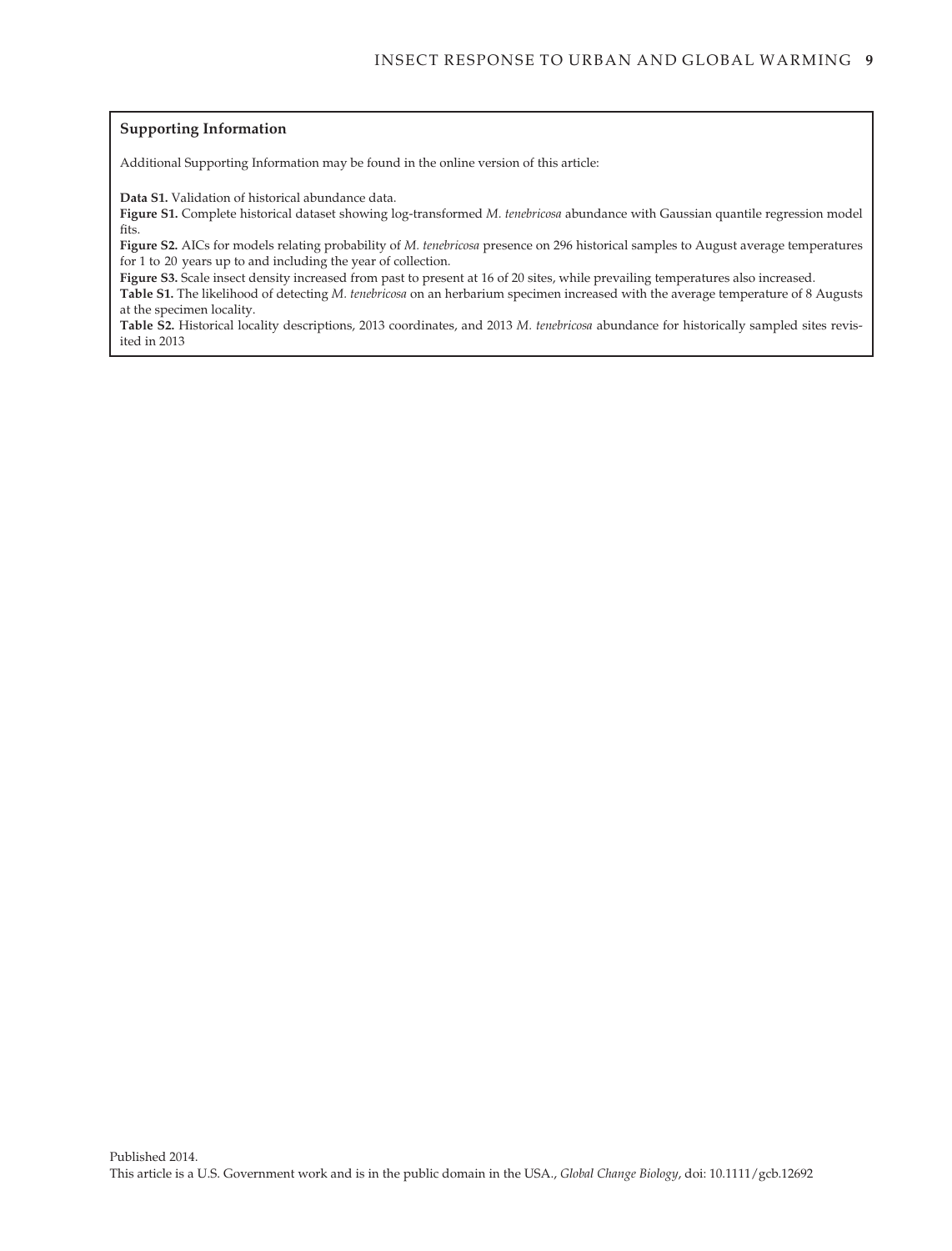## Supporting Information

Additional Supporting Information may be found in the online version of this article:

**Data S1.** Validation of historical abundance data.

**Figure S1.** Complete historical dataset showing log-transformed *M. tenebricosa* abundance with Gaussian quantile regression model fits.

**Figure S2.** AICs for models relating probability of *M. tenebricosa* presence on 296 historical samples to August average temperatures for 1 to 20 years up to and including the year of collection.

**Figure S3.** Scale insect density increased from past to present at 16 of 20 sites, while prevailing temperatures also increased.

**Table S1.** The likelihood of detecting *M. tenebricosa* on an herbarium specimen increased with the average temperature of 8 Augusts at the specimen locality.

**Table S2.** Historical locality descriptions, 2013 coordinates, and 2013 *M. tenebricosa* abundance for historically sampled sites revisited in 2013

Published 2014.
This article is a U.S. Government work and is in the public domain in the USA., *Global Change Biology*, doi: 10.1111/gcb.12692